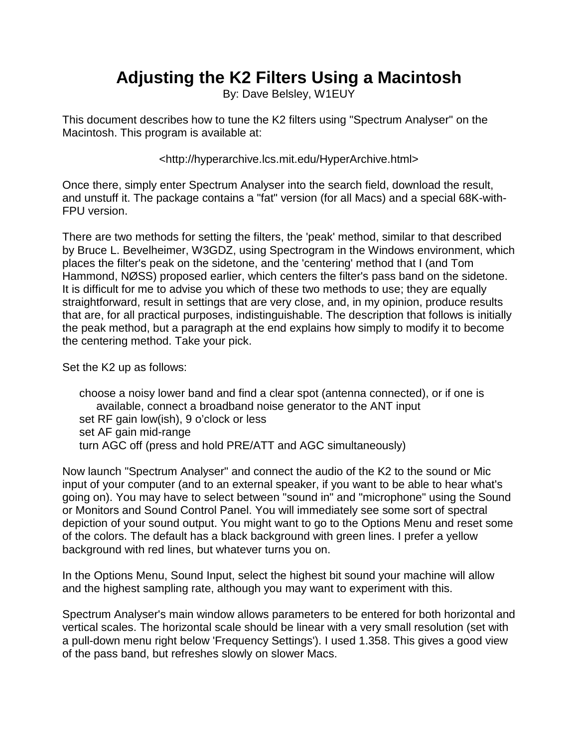# Adjusting the K2 Filters Using a Macintosh

By: Dave Belsley, W1EUY

This document describes how to tune the K2 filters using "Spectrum Analyser" on the Macintosh. This program is available at:

<http://hyperarchive.lcs.mit.edu/HyperArchive.html>

Once there, simply enter Spectrum Analyser into the search field, download the result, and unstuff it. The package contains a "fat" version (for all Macs) and a special 68K-with-FPU version.

There are two methods for setting the filters, the 'peak' method, similar to that described by Bruce L. Bevelheimer, W3GDZ, using Spectrogram in the Windows environment, which places the filter's peak on the sidetone, and the 'centering' method that I (and Tom Hammond, NØSS) proposed earlier, which centers the filter's pass band on the sidetone. It is difficult for me to advise you which of these two methods to use; they are equally straightforward, result in settings that are very close, and, in my opinion, produce results that are, for all practical purposes, indistinguishable. The description that follows is initially the peak method, but a paragraph at the end explains how simply to modify it to become the centering method. Take your pick.

Set the K2 up as follows:

- choose a noisy lower band and find a clear spot (antenna connected), or if one is available, connect a broadband noise generator to the ANT input
- set RF gain low(ish), 9 o'clock or less
- set AF gain mid-range
- turn AGC off (press and hold PRE/ATT and AGC simultaneously)

Now launch "Spectrum Analyser" and connect the audio of the K2 to the sound or Mic input of your computer (and to an external speaker, if you want to be able to hear what's going on). You may have to select between "sound in" and "microphone" using the Sound or Monitors and Sound Control Panel. You will immediately see some sort of spectral depiction of your sound output. You might want to go to the Options Menu and reset some of the colors. The default has a black background with green lines. I prefer a yellow background with red lines, but whatever turns you on.

In the Options Menu, Sound Input, select the highest bit sound your machine will allow and the highest sampling rate, although you may want to experiment with this.

Spectrum Analyser's main window allows parameters to be entered for both horizontal and vertical scales. The horizontal scale should be linear with a very small resolution (set with a pull-down menu right below 'Frequency Settings'). I used 1.358. This gives a good view of the pass band, but refreshes slowly on slower Macs.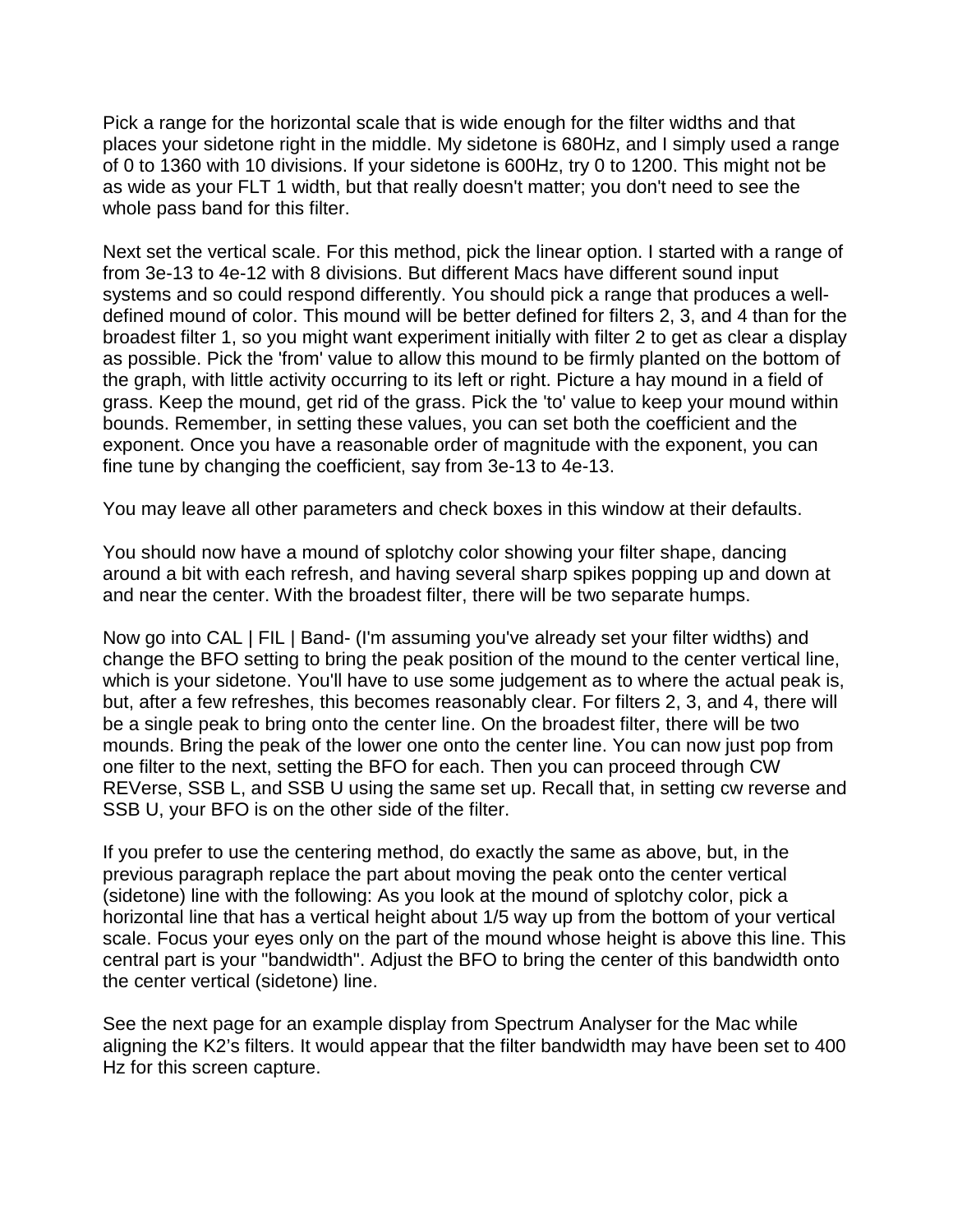Pick a range for the horizontal scale that is wide enough for the filter widths and that places your sidetone right in the middle. My sidetone is 680Hz, and I simply used a range of 0 to 1360 with 10 divisions. If your sidetone is 600Hz, try 0 to 1200. This might not be as wide as your FLT 1 width, but that really doesn't matter; you don't need to see the whole pass band for this filter.

Next set the vertical scale. For this method, pick the linear option. I started with a range of from 3e-13 to 4e-12 with 8 divisions. But different Macs have different sound input systems and so could respond differently. You should pick a range that produces a well-defined mound of color. This mound will be better defined for filters 2, 3, and 4 than for the broadest filter 1, so you might want experiment initially with filter 2 to get as clear a display as possible. Pick the 'from' value to allow this mound to be firmly planted on the bottom of the graph, with little activity occurring to its left or right. Picture a hay mound in a field of grass. Keep the mound, get rid of the grass. Pick the 'to' value to keep your mound within bounds. Remember, in setting these values, you can set both the coefficient and the exponent. Once you have a reasonable order of magnitude with the exponent, you can fine tune by changing the coefficient, say from 3e-13 to 4e-13.

You may leave all other parameters and check boxes in this window at their defaults.

You should now have a mound of splotchy color showing your filter shape, dancing around a bit with each refresh, and having several sharp spikes popping up and down at and near the center. With the broadest filter, there will be two separate humps.

Now go into CAL | FIL | Band- (I'm assuming you've already set your filter widths) and change the BFO setting to bring the peak position of the mound to the center vertical line, which is your sidetone. You'll have to use some judgement as to where the actual peak is, but, after a few refreshes, this becomes reasonably clear. For filters 2, 3, and 4, there will be a single peak to bring onto the center line. On the broadest filter, there will be two mounds. Bring the peak of the lower one onto the center line. You can now just pop from one filter to the next, setting the BFO for each. Then you can proceed through CW REVerse, SSB L, and SSB U using the same set up. Recall that, in setting cw reverse and SSB U, your BFO is on the other side of the filter.

If you prefer to use the centering method, do exactly the same as above, but, in the previous paragraph replace the part about moving the peak onto the center vertical (sidetone) line with the following: As you look at the mound of splotchy color, pick a horizontal line that has a vertical height about 1/5 way up from the bottom of your vertical scale. Focus your eyes only on the part of the mound whose height is above this line. This central part is your "bandwidth". Adjust the BFO to bring the center of this bandwidth onto the center vertical (sidetone) line.

See the next page for an example display from Spectrum Analyser for the Mac while aligning the K2's filters. It would appear that the filter bandwidth may have been set to 400 Hz for this screen capture.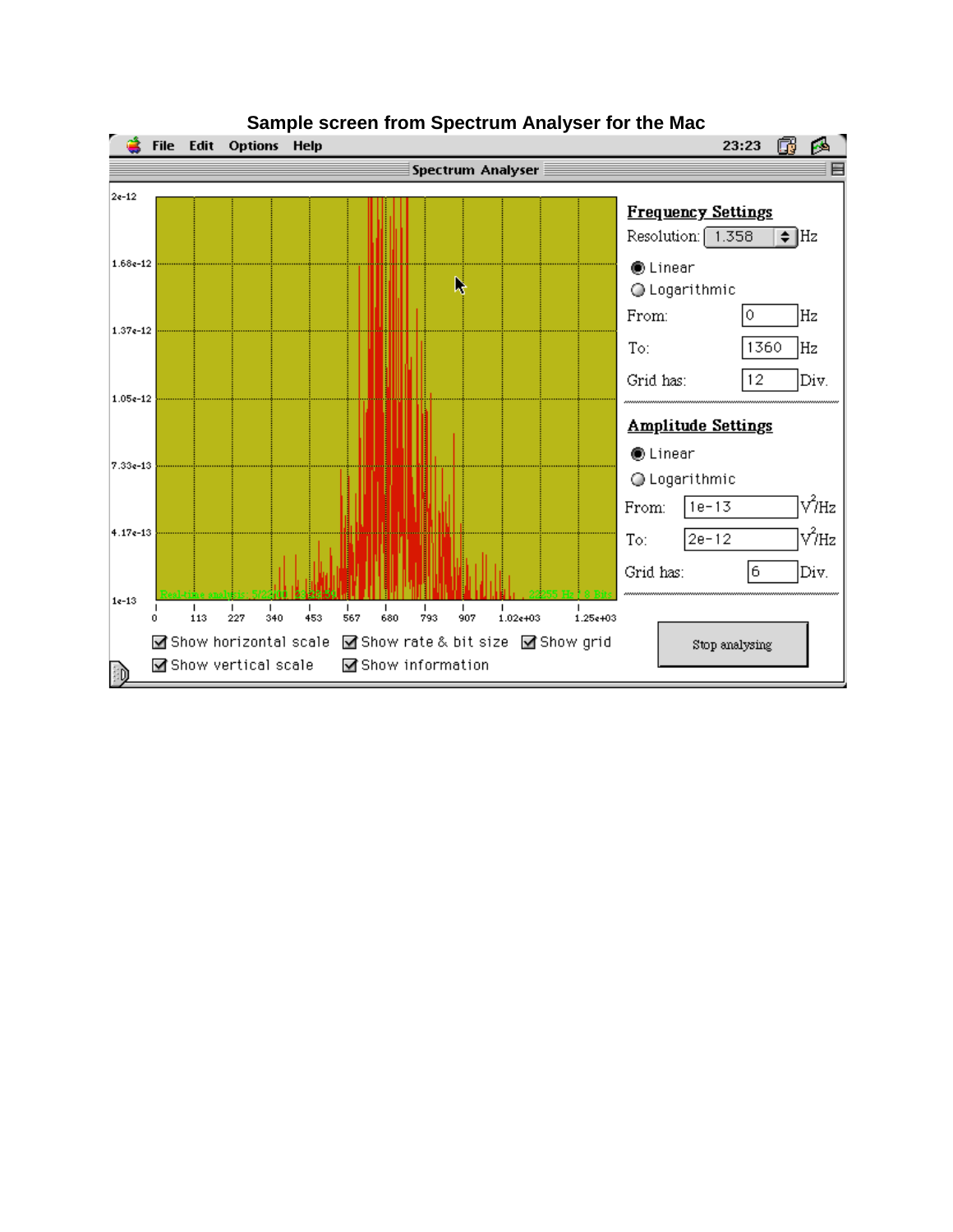**Sample screen from Spectrum Analyser for the Mac**

File Edit Options Help 23:23

Spectrum Analyser

2e-12

1.68e-12

1.37e-12

1.05e-12

7.33e-13

4.17e-13

1e-13

0 113 227 340 453 567 680 793 907 1.02e+03 1.25e+03

**Frequency Settings**

Resolution: 1.358 Hz

Linear

Logarithmic

From: 0 Hz

To: 1360 Hz

Grid has: 12 Div.

**Amplitude Settings**

Linear

Logarithmic

From: 1e-13 $V^2$/Hz

To: 2e-12 $V^2$/Hz

Grid has: 6 Div.

Show horizontal scale

Show rate & bit size

Show grid

Show vertical scale

Show information

Stop analysing